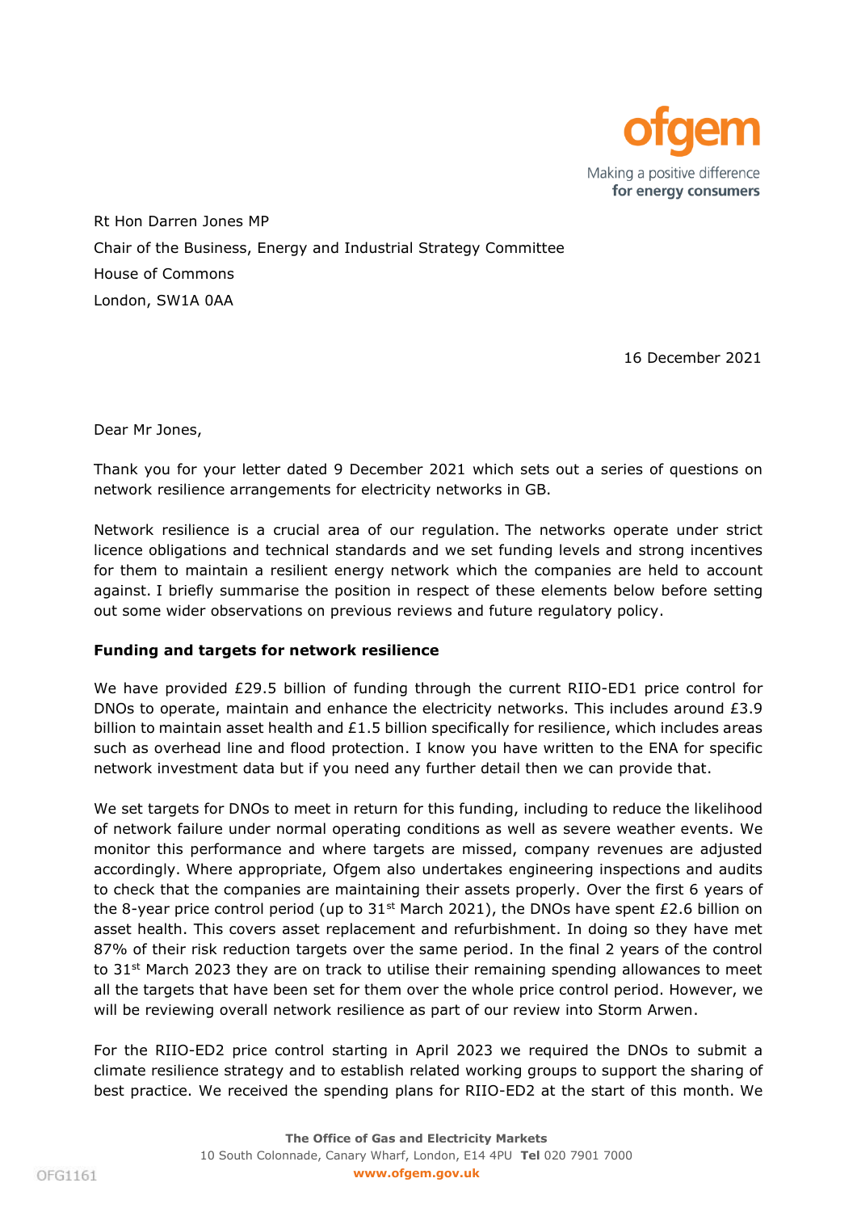Rt Hon Darren Jones MP
Chair of the Business, Energy and Industrial Strategy Committee
House of Commons
London, SW1A 0AA

16 December 2021

Dear Mr Jones,

Thank you for your letter dated 9 December 2021 which sets out a series of questions on network resilience arrangements for electricity networks in GB.

Network resilience is a crucial area of our regulation. The networks operate under strict licence obligations and technical standards and we set funding levels and strong incentives for them to maintain a resilient energy network which the companies are held to account against. I briefly summarise the position in respect of these elements below before setting out some wider observations on previous reviews and future regulatory policy.

**Funding and targets for network resilience**

We have provided £29.5 billion of funding through the current RIIO-ED1 price control for DNOs to operate, maintain and enhance the electricity networks. This includes around £3.9 billion to maintain asset health and £1.5 billion specifically for resilience, which includes areas such as overhead line and flood protection. I know you have written to the ENA for specific network investment data but if you need any further detail then we can provide that.

We set targets for DNOs to meet in return for this funding, including to reduce the likelihood of network failure under normal operating conditions as well as severe weather events. We monitor this performance and where targets are missed, company revenues are adjusted accordingly. Where appropriate, Ofgem also undertakes engineering inspections and audits to check that the companies are maintaining their assets properly. Over the first 6 years of the 8-year price control period (up to 31st March 2021), the DNOs have spent £2.6 billion on asset health. This covers asset replacement and refurbishment. In doing so they have met 87% of their risk reduction targets over the same period. In the final 2 years of the control to 31st March 2023 they are on track to utilise their remaining spending allowances to meet all the targets that have been set for them over the whole price control period. However, we will be reviewing overall network resilience as part of our review into Storm Arwen.

For the RIIO-ED2 price control starting in April 2023 we required the DNOs to submit a climate resilience strategy and to establish related working groups to support the sharing of best practice. We received the spending plans for RIIO-ED2 at the start of this month. We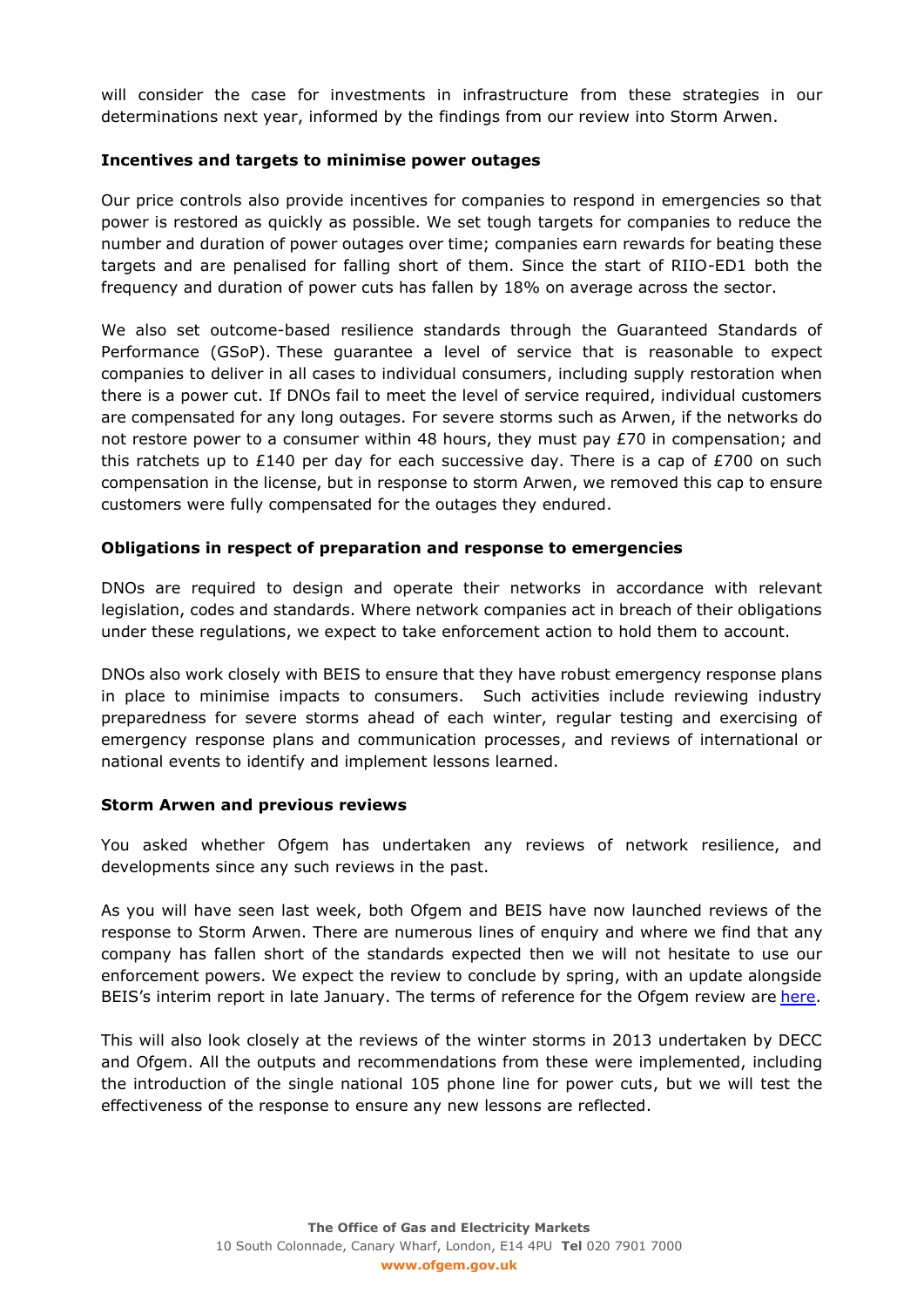will consider the case for investments in infrastructure from these strategies in our determinations next year, informed by the findings from our review into Storm Arwen.

**Incentives and targets to minimise power outages**

Our price controls also provide incentives for companies to respond in emergencies so that power is restored as quickly as possible. We set tough targets for companies to reduce the number and duration of power outages over time; companies earn rewards for beating these targets and are penalised for falling short of them. Since the start of RIIO-ED1 both the frequency and duration of power cuts has fallen by 18% on average across the sector.

We also set outcome-based resilience standards through the Guaranteed Standards of Performance (GSoP). These guarantee a level of service that is reasonable to expect companies to deliver in all cases to individual consumers, including supply restoration when there is a power cut. If DNOs fail to meet the level of service required, individual customers are compensated for any long outages. For severe storms such as Arwen, if the networks do not restore power to a consumer within 48 hours, they must pay £70 in compensation; and this ratchets up to £140 per day for each successive day. There is a cap of £700 on such compensation in the license, but in response to storm Arwen, we removed this cap to ensure customers were fully compensated for the outages they endured.

**Obligations in respect of preparation and response to emergencies**

DNOs are required to design and operate their networks in accordance with relevant legislation, codes and standards. Where network companies act in breach of their obligations under these regulations, we expect to take enforcement action to hold them to account.

DNOs also work closely with BEIS to ensure that they have robust emergency response plans in place to minimise impacts to consumers. Such activities include reviewing industry preparedness for severe storms ahead of each winter, regular testing and exercising of emergency response plans and communication processes, and reviews of international or national events to identify and implement lessons learned.

**Storm Arwen and previous reviews**

You asked whether Ofgem has undertaken any reviews of network resilience, and developments since any such reviews in the past.

As you will have seen last week, both Ofgem and BEIS have now launched reviews of the response to Storm Arwen. There are numerous lines of enquiry and where we find that any company has fallen short of the standards expected then we will not hesitate to use our enforcement powers. We expect the review to conclude by spring, with an update alongside BEIS's interim report in late January. The terms of reference for the Ofgem review are [here](here).

This will also look closely at the reviews of the winter storms in 2013 undertaken by DECC and Ofgem. All the outputs and recommendations from these were implemented, including the introduction of the single national 105 phone line for power cuts, but we will test the effectiveness of the response to ensure any new lessons are reflected.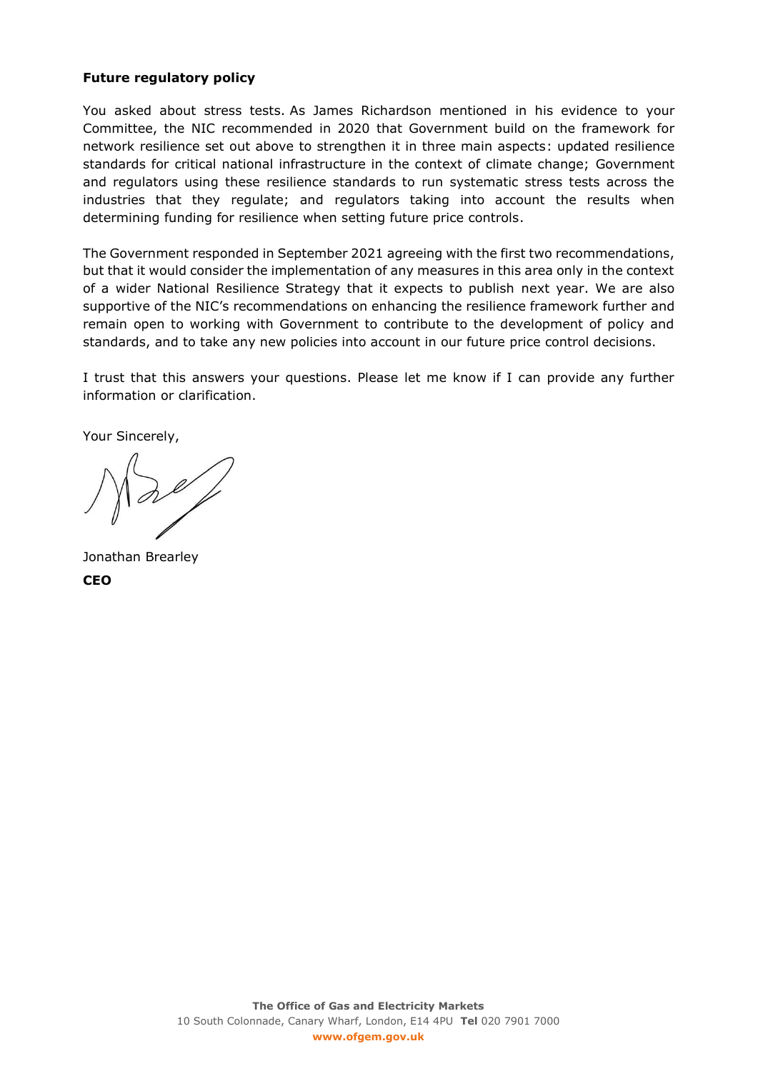**Future regulatory policy**

You asked about stress tests. As James Richardson mentioned in his evidence to your Committee, the NIC recommended in 2020 that Government build on the framework for network resilience set out above to strengthen it in three main aspects: updated resilience standards for critical national infrastructure in the context of climate change; Government and regulators using these resilience standards to run systematic stress tests across the industries that they regulate; and regulators taking into account the results when determining funding for resilience when setting future price controls.

The Government responded in September 2021 agreeing with the first two recommendations, but that it would consider the implementation of any measures in this area only in the context of a wider National Resilience Strategy that it expects to publish next year. We are also supportive of the NIC's recommendations on enhancing the resilience framework further and remain open to working with Government to contribute to the development of policy and standards, and to take any new policies into account in our future price control decisions.

I trust that this answers your questions. Please let me know if I can provide any further information or clarification.

Your Sincerely,

Jonathan Brearley
**CEO**

**The Office of Gas and Electricity Markets**
10 South Colonnade, Canary Wharf, London, E14 4PU **Tel** 020 7901 7000
**www.ofgem.gov.uk**